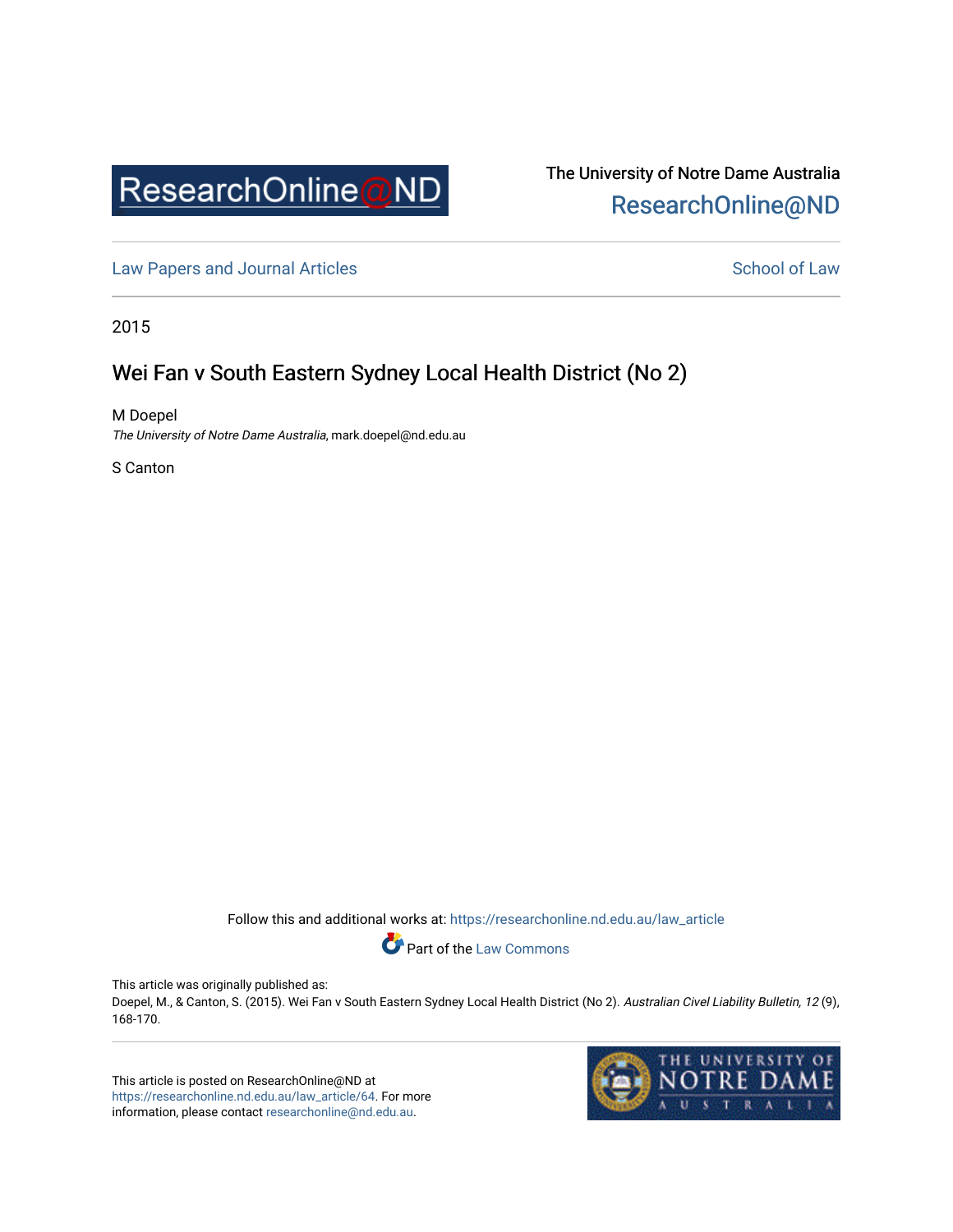ResearchOnline@ND

The University of Notre Dame Australia
ResearchOnline@ND

Law Papers and Journal Articles

School of Law

2015

# Wei Fan v South Eastern Sydney Local Health District (No 2)

M Doepel
*The University of Notre Dame Australia*, mark.doepel@nd.edu.au

S Canton

Follow this and additional works at: https://researchonline.nd.edu.au/law_article

Part of the Law Commons

This article was originally published as:
Doepel, M., & Canton, S. (2015). Wei Fan v South Eastern Sydney Local Health District (No 2). *Australian Civel Liability Bulletin, 12* (9), 168-170.

This article is posted on ResearchOnline@ND at https://researchonline.nd.edu.au/law_article/64. For more information, please contact researchonline@nd.edu.au.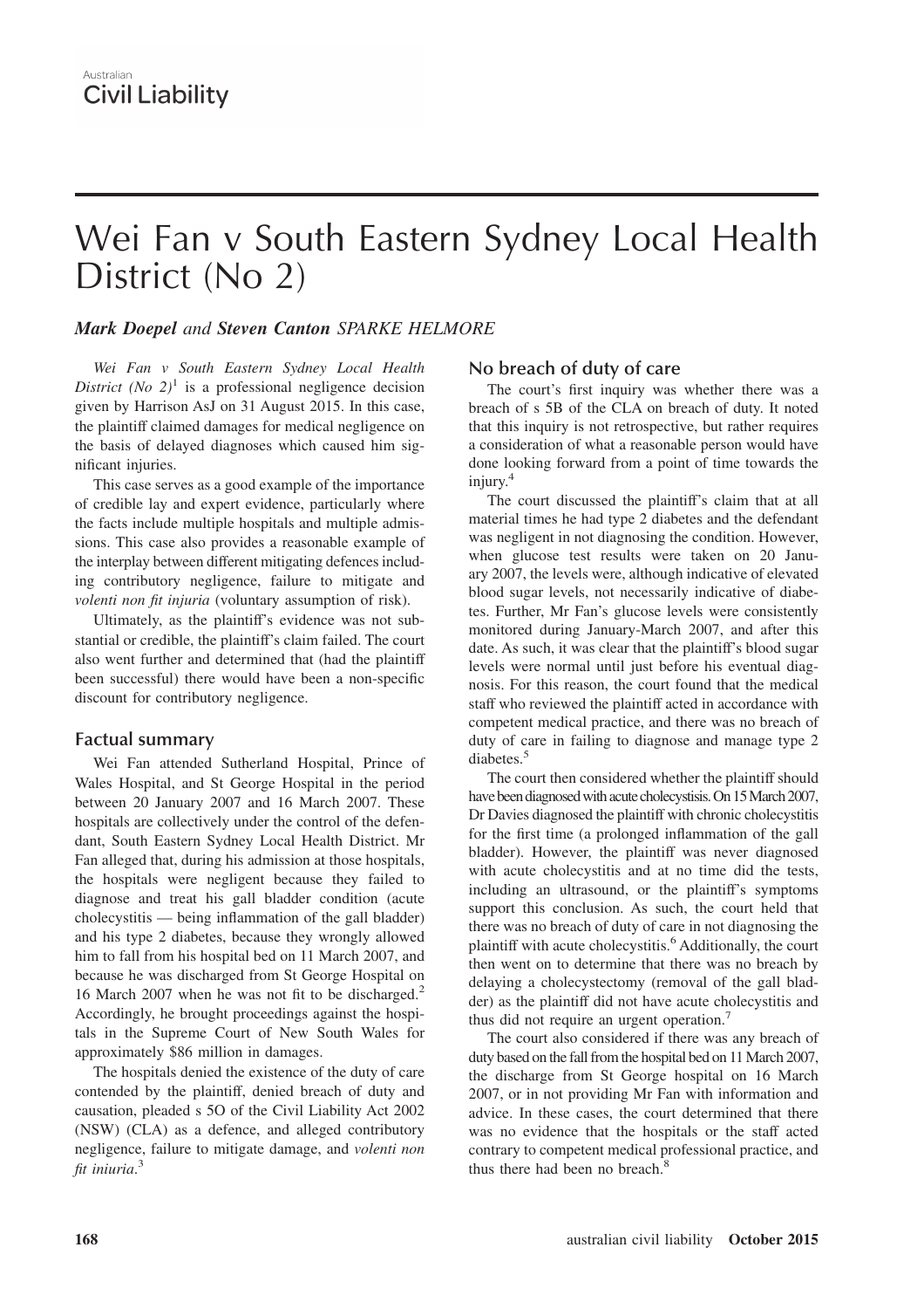# Wei Fan v South Eastern Sydney Local Health District (No 2)

***Mark Doepel*** *and* ***Steven Canton*** *SPARKE HELMORE*

*Wei Fan v South Eastern Sydney Local Health District (No 2)*[1] is a professional negligence decision given by Harrison AsJ on 31 August 2015. In this case, the plaintiff claimed damages for medical negligence on the basis of delayed diagnoses which caused him significant injuries.

This case serves as a good example of the importance of credible lay and expert evidence, particularly where the facts include multiple hospitals and multiple admissions. This case also provides a reasonable example of the interplay between different mitigating defences including contributory negligence, failure to mitigate and *volenti non fit injuria* (voluntary assumption of risk).

Ultimately, as the plaintiff's evidence was not substantial or credible, the plaintiff's claim failed. The court also went further and determined that (had the plaintiff been successful) there would have been a non-specific discount for contributory negligence.

## Factual summary

Wei Fan attended Sutherland Hospital, Prince of Wales Hospital, and St George Hospital in the period between 20 January 2007 and 16 March 2007. These hospitals are collectively under the control of the defendant, South Eastern Sydney Local Health District. Mr Fan alleged that, during his admission at those hospitals, the hospitals were negligent because they failed to diagnose and treat his gall bladder condition (acute cholecystitis — being inflammation of the gall bladder) and his type 2 diabetes, because they wrongly allowed him to fall from his hospital bed on 11 March 2007, and because he was discharged from St George Hospital on 16 March 2007 when he was not fit to be discharged.[2] Accordingly, he brought proceedings against the hospitals in the Supreme Court of New South Wales for approximately $86 million in damages.

The hospitals denied the existence of the duty of care contended by the plaintiff, denied breach of duty and causation, pleaded s 5O of the Civil Liability Act 2002 (NSW) (CLA) as a defence, and alleged contributory negligence, failure to mitigate damage, and *volenti non fit iniuria*.[3]

## No breach of duty of care

The court's first inquiry was whether there was a breach of s 5B of the CLA on breach of duty. It noted that this inquiry is not retrospective, but rather requires a consideration of what a reasonable person would have done looking forward from a point of time towards the injury.[4]

The court discussed the plaintiff's claim that at all material times he had type 2 diabetes and the defendant was negligent in not diagnosing the condition. However, when glucose test results were taken on 20 January 2007, the levels were, although indicative of elevated blood sugar levels, not necessarily indicative of diabetes. Further, Mr Fan's glucose levels were consistently monitored during January-March 2007, and after this date. As such, it was clear that the plaintiff's blood sugar levels were normal until just before his eventual diagnosis. For this reason, the court found that the medical staff who reviewed the plaintiff acted in accordance with competent medical practice, and there was no breach of duty of care in failing to diagnose and manage type 2 diabetes.[5]

The court then considered whether the plaintiff should have been diagnosed with acute cholecystisis. On 15 March 2007, Dr Davies diagnosed the plaintiff with chronic cholecystitis for the first time (a prolonged inflammation of the gall bladder). However, the plaintiff was never diagnosed with acute cholecystitis and at no time did the tests, including an ultrasound, or the plaintiff's symptoms support this conclusion. As such, the court held that there was no breach of duty of care in not diagnosing the plaintiff with acute cholecystitis.[6] Additionally, the court then went on to determine that there was no breach by delaying a cholecystectomy (removal of the gall bladder) as the plaintiff did not have acute cholecystitis and thus did not require an urgent operation.[7]

The court also considered if there was any breach of duty based on the fall from the hospital bed on 11 March 2007, the discharge from St George hospital on 16 March 2007, or in not providing Mr Fan with information and advice. In these cases, the court determined that there was no evidence that the hospitals or the staff acted contrary to competent medical professional practice, and thus there had been no breach.[8]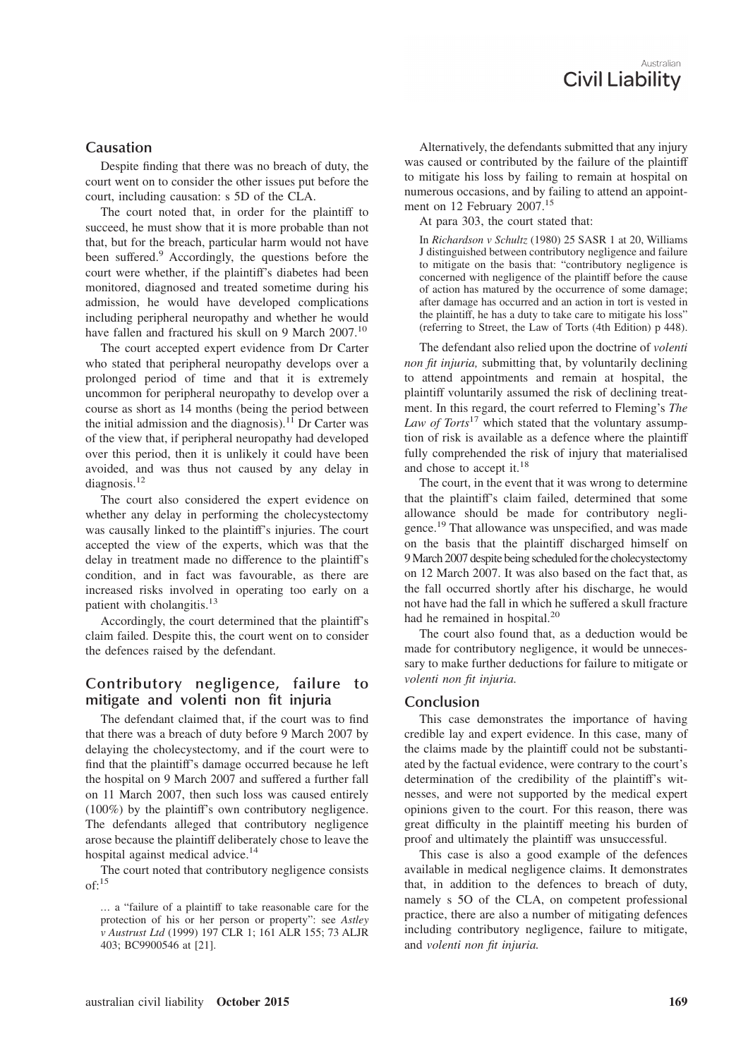## Causation

Despite finding that there was no breach of duty, the court went on to consider the other issues put before the court, including causation: s 5D of the CLA.

The court noted that, in order for the plaintiff to succeed, he must show that it is more probable than not that, but for the breach, particular harm would not have been suffered.[9] Accordingly, the questions before the court were whether, if the plaintiff's diabetes had been monitored, diagnosed and treated sometime during his admission, he would have developed complications including peripheral neuropathy and whether he would have fallen and fractured his skull on 9 March 2007.[10]

The court accepted expert evidence from Dr Carter who stated that peripheral neuropathy develops over a prolonged period of time and that it is extremely uncommon for peripheral neuropathy to develop over a course as short as 14 months (being the period between the initial admission and the diagnosis).[11] Dr Carter was of the view that, if peripheral neuropathy had developed over this period, then it is unlikely it could have been avoided, and was thus not caused by any delay in diagnosis.[12]

The court also considered the expert evidence on whether any delay in performing the cholecystectomy was causally linked to the plaintiff's injuries. The court accepted the view of the experts, which was that the delay in treatment made no difference to the plaintiff's condition, and in fact was favourable, as there are increased risks involved in operating too early on a patient with cholangitis.[13]

Accordingly, the court determined that the plaintiff's claim failed. Despite this, the court went on to consider the defences raised by the defendant.

## Contributory negligence, failure to mitigate and volenti non fit injuria

The defendant claimed that, if the court was to find that there was a breach of duty before 9 March 2007 by delaying the cholecystectomy, and if the court were to find that the plaintiff's damage occurred because he left the hospital on 9 March 2007 and suffered a further fall on 11 March 2007, then such loss was caused entirely (100%) by the plaintiff's own contributory negligence. The defendants alleged that contributory negligence arose because the plaintiff deliberately chose to leave the hospital against medical advice.[14]

The court noted that contributory negligence consists of:[15]

> … a "failure of a plaintiff to take reasonable care for the protection of his or her person or property": see *Astley v Austrust Ltd* (1999) 197 CLR 1; 161 ALR 155; 73 ALJR 403; BC9900546 at [21].

Alternatively, the defendants submitted that any injury was caused or contributed by the failure of the plaintiff to mitigate his loss by failing to remain at hospital on numerous occasions, and by failing to attend an appointment on 12 February 2007.[15]

At para 303, the court stated that:

> In *Richardson v Schultz* (1980) 25 SASR 1 at 20, Williams J distinguished between contributory negligence and failure to mitigate on the basis that: "contributory negligence is concerned with negligence of the plaintiff before the cause of action has matured by the occurrence of some damage; after damage has occurred and an action in tort is vested in the plaintiff, he has a duty to take care to mitigate his loss" (referring to Street, the Law of Torts (4th Edition) p 448).

The defendant also relied upon the doctrine of *volenti non fit injuria,* submitting that, by voluntarily declining to attend appointments and remain at hospital, the plaintiff voluntarily assumed the risk of declining treatment. In this regard, the court referred to Fleming's *The Law of Torts*[17] which stated that the voluntary assumption of risk is available as a defence where the plaintiff fully comprehended the risk of injury that materialised and chose to accept it.[18]

The court, in the event that it was wrong to determine that the plaintiff's claim failed, determined that some allowance should be made for contributory negligence.[19] That allowance was unspecified, and was made on the basis that the plaintiff discharged himself on 9 March 2007 despite being scheduled for the cholecystectomy on 12 March 2007. It was also based on the fact that, as the fall occurred shortly after his discharge, he would not have had the fall in which he suffered a skull fracture had he remained in hospital.[20]

The court also found that, as a deduction would be made for contributory negligence, it would be unnecessary to make further deductions for failure to mitigate or *volenti non fit injuria.*

## Conclusion

This case demonstrates the importance of having credible lay and expert evidence. In this case, many of the claims made by the plaintiff could not be substantiated by the factual evidence, were contrary to the court's determination of the credibility of the plaintiff's witnesses, and were not supported by the medical expert opinions given to the court. For this reason, there was great difficulty in the plaintiff meeting his burden of proof and ultimately the plaintiff was unsuccessful.

This case is also a good example of the defences available in medical negligence claims. It demonstrates that, in addition to the defences to breach of duty, namely s 5O of the CLA, on competent professional practice, there are also a number of mitigating defences including contributory negligence, failure to mitigate, and *volenti non fit injuria.*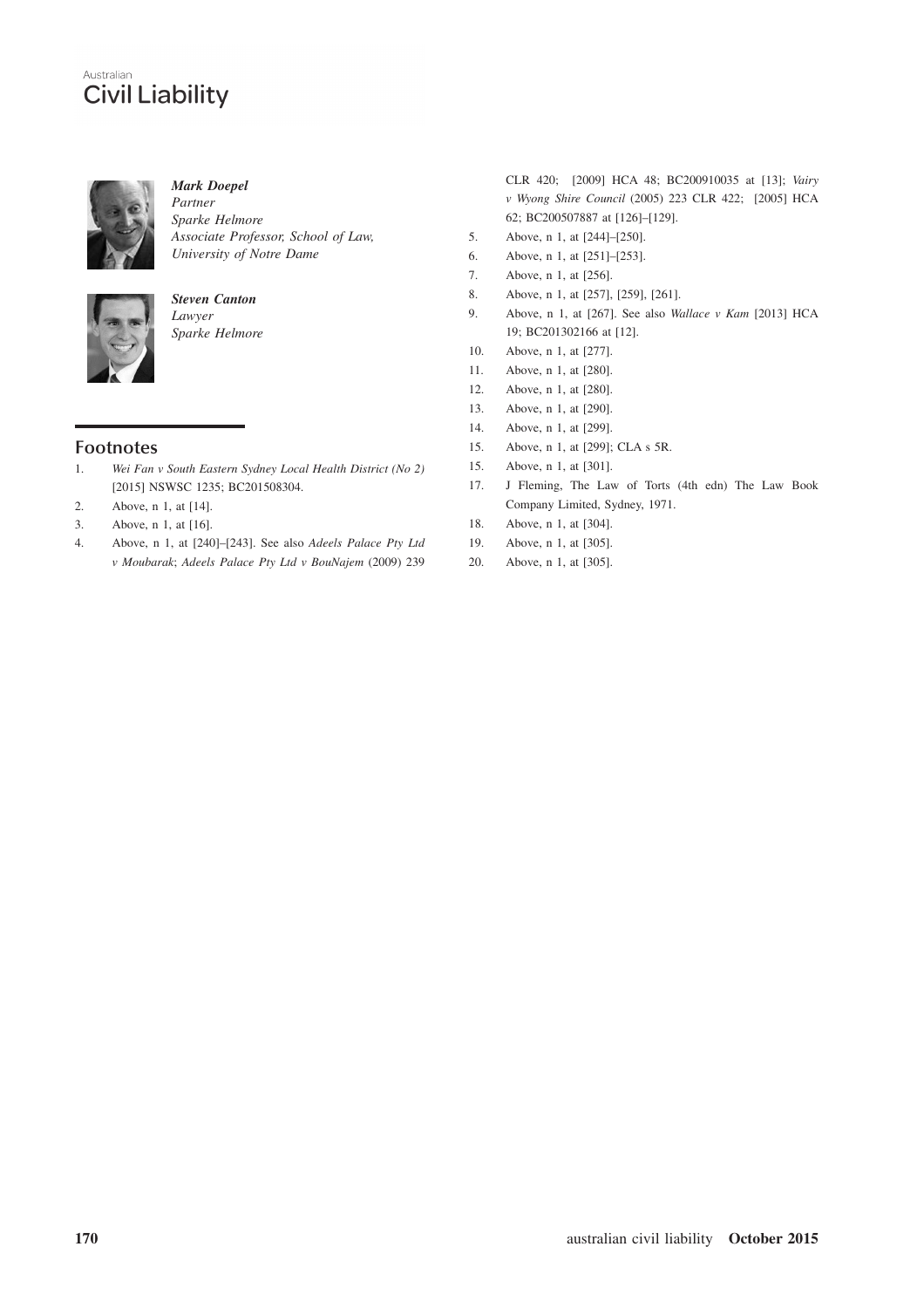***Mark Doepel***
*Partner*
*Sparke Helmore*
*Associate Professor, School of Law, University of Notre Dame*

***Steven Canton***
*Lawyer*
*Sparke Helmore*

## Footnotes

1. *Wei Fan v South Eastern Sydney Local Health District (No 2)* [2015] NSWSC 1235; BC201508304.
2. Above, n 1, at [14].
3. Above, n 1, at [16].
4. Above, n 1, at [240]–[243]. See also *Adeels Palace Pty Ltd v Moubarak*; *Adeels Palace Pty Ltd v BouNajem* (2009) 239 CLR 420; [2009] HCA 48; BC200910035 at [13]; *Vairy v Wyong Shire Council* (2005) 223 CLR 422; [2005] HCA 62; BC200507887 at [126]–[129].
5. Above, n 1, at [244]–[250].
6. Above, n 1, at [251]–[253].
7. Above, n 1, at [256].
8. Above, n 1, at [257], [259], [261].
9. Above, n 1, at [267]. See also *Wallace v Kam* [2013] HCA 19; BC201302166 at [12].
10. Above, n 1, at [277].
11. Above, n 1, at [280].
12. Above, n 1, at [280].
13. Above, n 1, at [290].
14. Above, n 1, at [299].
15. Above, n 1, at [299]; CLA s 5R.
15. Above, n 1, at [301].
17. J Fleming, The Law of Torts (4th edn) The Law Book Company Limited, Sydney, 1971.
18. Above, n 1, at [304].
19. Above, n 1, at [305].
20. Above, n 1, at [305].